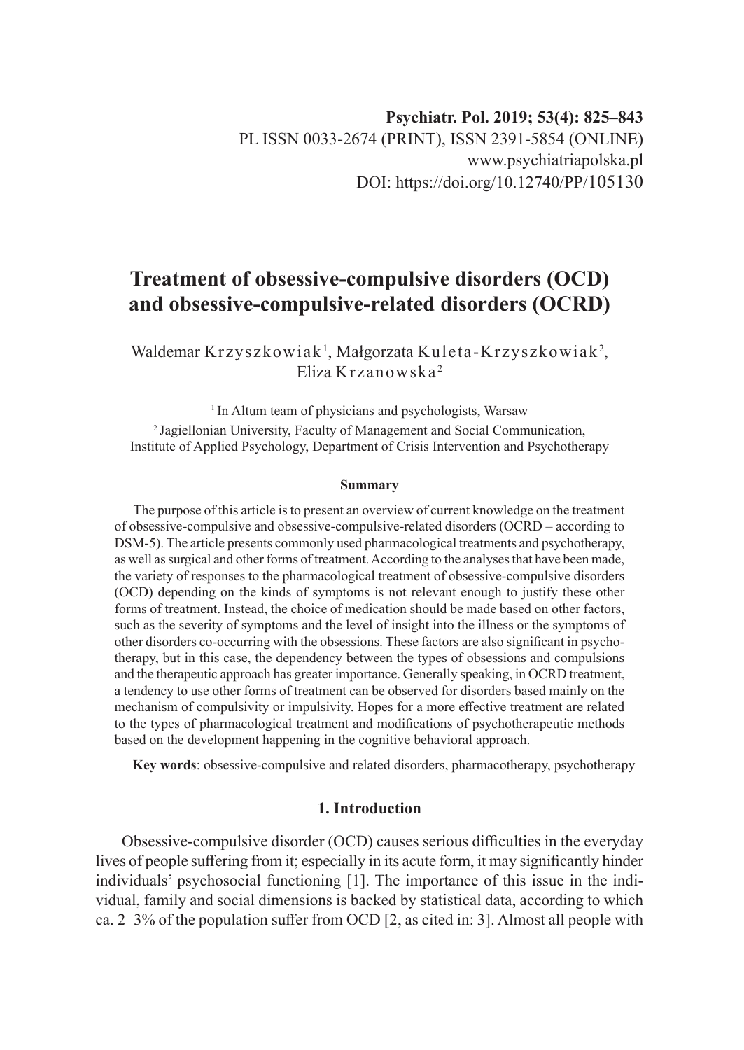Psychiatr. Pol. 2019; 53(4): 825–843
PL ISSN 0033-2674 (PRINT), ISSN 2391-5854 (ONLINE)
www.psychiatriapolska.pl
DOI: https://doi.org/10.12740/PP/105130

# Treatment of obsessive-compulsive disorders (OCD) and obsessive-compulsive-related disorders (OCRD)

Waldemar Krzyszkowiak[1], Małgorzata Kuleta-Krzyszkowiak[2], Eliza Krzanowska[2]

[1] In Altum team of physicians and psychologists, Warsaw
[2] Jagiellonian University, Faculty of Management and Social Communication, Institute of Applied Psychology, Department of Crisis Intervention and Psychotherapy

**Summary**

The purpose of this article is to present an overview of current knowledge on the treatment of obsessive-compulsive and obsessive-compulsive-related disorders (OCRD – according to DSM-5). The article presents commonly used pharmacological treatments and psychotherapy, as well as surgical and other forms of treatment. According to the analyses that have been made, the variety of responses to the pharmacological treatment of obsessive-compulsive disorders (OCD) depending on the kinds of symptoms is not relevant enough to justify these other forms of treatment. Instead, the choice of medication should be made based on other factors, such as the severity of symptoms and the level of insight into the illness or the symptoms of other disorders co-occurring with the obsessions. These factors are also significant in psychotherapy, but in this case, the dependency between the types of obsessions and compulsions and the therapeutic approach has greater importance. Generally speaking, in OCRD treatment, a tendency to use other forms of treatment can be observed for disorders based mainly on the mechanism of compulsivity or impulsivity. Hopes for a more effective treatment are related to the types of pharmacological treatment and modifications of psychotherapeutic methods based on the development happening in the cognitive behavioral approach.

**Key words**: obsessive-compulsive and related disorders, pharmacotherapy, psychotherapy

## 1. Introduction

Obsessive-compulsive disorder (OCD) causes serious difficulties in the everyday lives of people suffering from it; especially in its acute form, it may significantly hinder individuals' psychosocial functioning [1]. The importance of this issue in the individual, family and social dimensions is backed by statistical data, according to which ca. 2–3% of the population suffer from OCD [2, as cited in: 3]. Almost all people with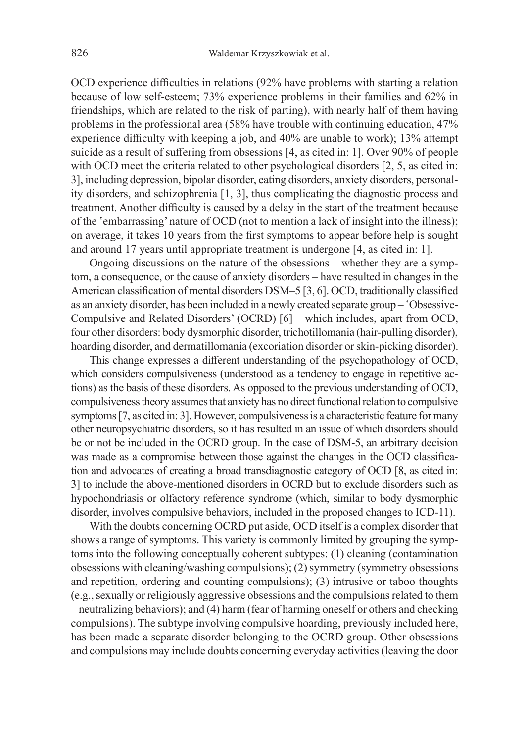OCD experience difficulties in relations (92% have problems with starting a relation because of low self-esteem; 73% experience problems in their families and 62% in friendships, which are related to the risk of parting), with nearly half of them having problems in the professional area (58% have trouble with continuing education, 47% experience difficulty with keeping a job, and 40% are unable to work); 13% attempt suicide as a result of suffering from obsessions [4, as cited in: 1]. Over 90% of people with OCD meet the criteria related to other psychological disorders [2, 5, as cited in: 3], including depression, bipolar disorder, eating disorders, anxiety disorders, personality disorders, and schizophrenia [1, 3], thus complicating the diagnostic process and treatment. Another difficulty is caused by a delay in the start of the treatment because of the 'embarrassing' nature of OCD (not to mention a lack of insight into the illness); on average, it takes 10 years from the first symptoms to appear before help is sought and around 17 years until appropriate treatment is undergone [4, as cited in: 1].

Ongoing discussions on the nature of the obsessions – whether they are a symptom, a consequence, or the cause of anxiety disorders – have resulted in changes in the American classification of mental disorders DSM–5 [3, 6]. OCD, traditionally classified as an anxiety disorder, has been included in a newly created separate group – 'Obsessive-Compulsive and Related Disorders' (OCRD) [6] – which includes, apart from OCD, four other disorders: body dysmorphic disorder, trichotillomania (hair-pulling disorder), hoarding disorder, and dermatillomania (excoriation disorder or skin-picking disorder).

This change expresses a different understanding of the psychopathology of OCD, which considers compulsiveness (understood as a tendency to engage in repetitive actions) as the basis of these disorders. As opposed to the previous understanding of OCD, compulsiveness theory assumes that anxiety has no direct functional relation to compulsive symptoms [7, as cited in: 3]. However, compulsiveness is a characteristic feature for many other neuropsychiatric disorders, so it has resulted in an issue of which disorders should be or not be included in the OCRD group. In the case of DSM-5, an arbitrary decision was made as a compromise between those against the changes in the OCD classification and advocates of creating a broad transdiagnostic category of OCD [8, as cited in: 3] to include the above-mentioned disorders in OCRD but to exclude disorders such as hypochondriasis or olfactory reference syndrome (which, similar to body dysmorphic disorder, involves compulsive behaviors, included in the proposed changes to ICD-11).

With the doubts concerning OCRD put aside, OCD itself is a complex disorder that shows a range of symptoms. This variety is commonly limited by grouping the symptoms into the following conceptually coherent subtypes: (1) cleaning (contamination obsessions with cleaning/washing compulsions); (2) symmetry (symmetry obsessions and repetition, ordering and counting compulsions); (3) intrusive or taboo thoughts (e.g., sexually or religiously aggressive obsessions and the compulsions related to them – neutralizing behaviors); and (4) harm (fear of harming oneself or others and checking compulsions). The subtype involving compulsive hoarding, previously included here, has been made a separate disorder belonging to the OCRD group. Other obsessions and compulsions may include doubts concerning everyday activities (leaving the door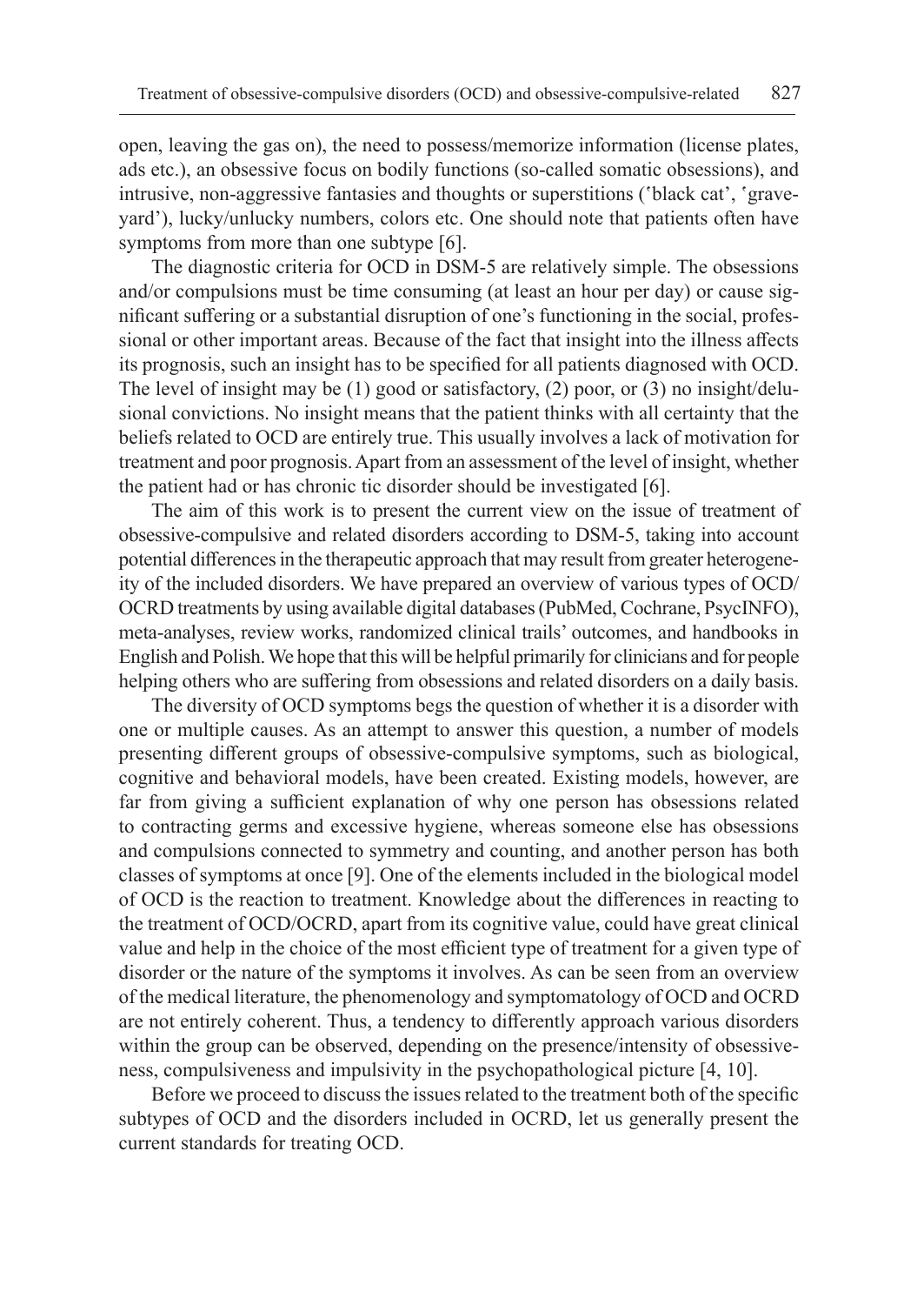open, leaving the gas on), the need to possess/memorize information (license plates, ads etc.), an obsessive focus on bodily functions (so-called somatic obsessions), and intrusive, non-aggressive fantasies and thoughts or superstitions ('black cat', 'graveyard'), lucky/unlucky numbers, colors etc. One should note that patients often have symptoms from more than one subtype [6].

The diagnostic criteria for OCD in DSM-5 are relatively simple. The obsessions and/or compulsions must be time consuming (at least an hour per day) or cause significant suffering or a substantial disruption of one's functioning in the social, professional or other important areas. Because of the fact that insight into the illness affects its prognosis, such an insight has to be specified for all patients diagnosed with OCD. The level of insight may be (1) good or satisfactory, (2) poor, or (3) no insight/delusional convictions. No insight means that the patient thinks with all certainty that the beliefs related to OCD are entirely true. This usually involves a lack of motivation for treatment and poor prognosis. Apart from an assessment of the level of insight, whether the patient had or has chronic tic disorder should be investigated [6].

The aim of this work is to present the current view on the issue of treatment of obsessive-compulsive and related disorders according to DSM-5, taking into account potential differences in the therapeutic approach that may result from greater heterogeneity of the included disorders. We have prepared an overview of various types of OCD/OCRD treatments by using available digital databases (PubMed, Cochrane, PsycINFO), meta-analyses, review works, randomized clinical trails' outcomes, and handbooks in English and Polish. We hope that this will be helpful primarily for clinicians and for people helping others who are suffering from obsessions and related disorders on a daily basis.

The diversity of OCD symptoms begs the question of whether it is a disorder with one or multiple causes. As an attempt to answer this question, a number of models presenting different groups of obsessive-compulsive symptoms, such as biological, cognitive and behavioral models, have been created. Existing models, however, are far from giving a sufficient explanation of why one person has obsessions related to contracting germs and excessive hygiene, whereas someone else has obsessions and compulsions connected to symmetry and counting, and another person has both classes of symptoms at once [9]. One of the elements included in the biological model of OCD is the reaction to treatment. Knowledge about the differences in reacting to the treatment of OCD/OCRD, apart from its cognitive value, could have great clinical value and help in the choice of the most efficient type of treatment for a given type of disorder or the nature of the symptoms it involves. As can be seen from an overview of the medical literature, the phenomenology and symptomatology of OCD and OCRD are not entirely coherent. Thus, a tendency to differently approach various disorders within the group can be observed, depending on the presence/intensity of obsessiveness, compulsiveness and impulsivity in the psychopathological picture [4, 10].

Before we proceed to discuss the issues related to the treatment both of the specific subtypes of OCD and the disorders included in OCRD, let us generally present the current standards for treating OCD.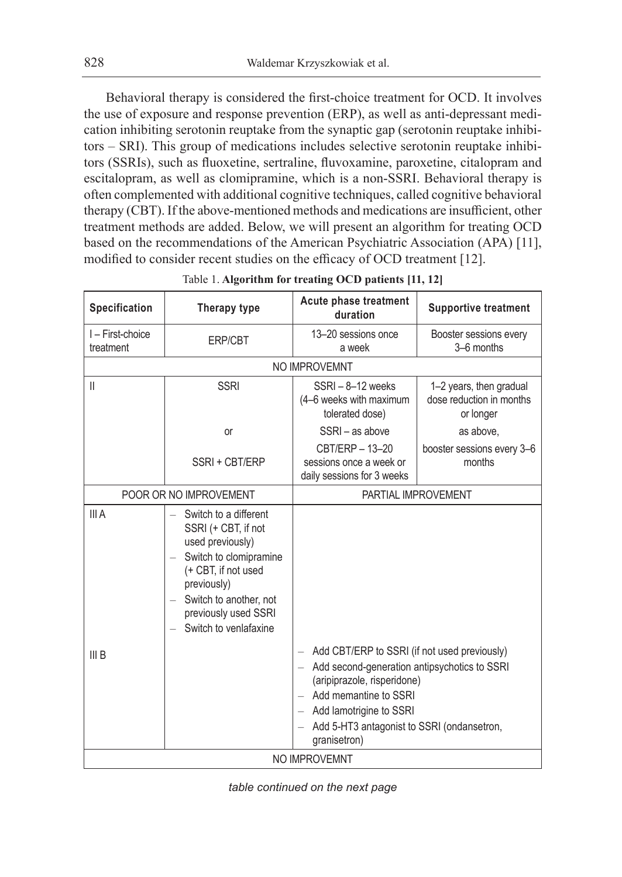Behavioral therapy is considered the first-choice treatment for OCD. It involves the use of exposure and response prevention (ERP), as well as anti-depressant medication inhibiting serotonin reuptake from the synaptic gap (serotonin reuptake inhibitors – SRI). This group of medications includes selective serotonin reuptake inhibitors (SSRIs), such as fluoxetine, sertraline, fluvoxamine, paroxetine, citalopram and escitalopram, as well as clomipramine, which is a non-SSRI. Behavioral therapy is often complemented with additional cognitive techniques, called cognitive behavioral therapy (CBT). If the above-mentioned methods and medications are insufficient, other treatment methods are added. Below, we will present an algorithm for treating OCD based on the recommendations of the American Psychiatric Association (APA) [11], modified to consider recent studies on the efficacy of OCD treatment [12].

Table 1. **Algorithm for treating OCD patients [11, 12]**

| Specification | Therapy type | Acute phase treatment duration | Supportive treatment |
|---|---|---|---|
| I – First-choice treatment | ERP/CBT | 13–20 sessions once a week | Booster sessions every 3–6 months |
| NO IMPROVEMNT | | | |
| II | SSRI | SSRI – 8–12 weeks (4–6 weeks with maximum tolerated dose) | 1–2 years, then gradual dose reduction in months or longer |
| | or | SSRI – as above | as above, |
| | SSRI + CBT/ERP | CBT/ERP – 13–20 sessions once a week or daily sessions for 3 weeks | booster sessions every 3–6 months |
| POOR OR NO IMPROVEMENT | | PARTIAL IMPROVEMENT | |
| III A | – Switch to a different SSRI (+ CBT, if not used previously)<br>– Switch to clomipramine (+ CBT, if not used previously)<br>– Switch to another, not previously used SSRI<br>– Switch to venlafaxine | | |
| III B | | – Add CBT/ERP to SSRI (if not used previously)<br>– Add second-generation antipsychotics to SSRI (aripiprazole, risperidone)<br>– Add memantine to SSRI<br>– Add lamotrigine to SSRI<br>– Add 5-HT3 antagonist to SSRI (ondansetron, granisetron) | |
| NO IMPROVEMNT | | | |

*table continued on the next page*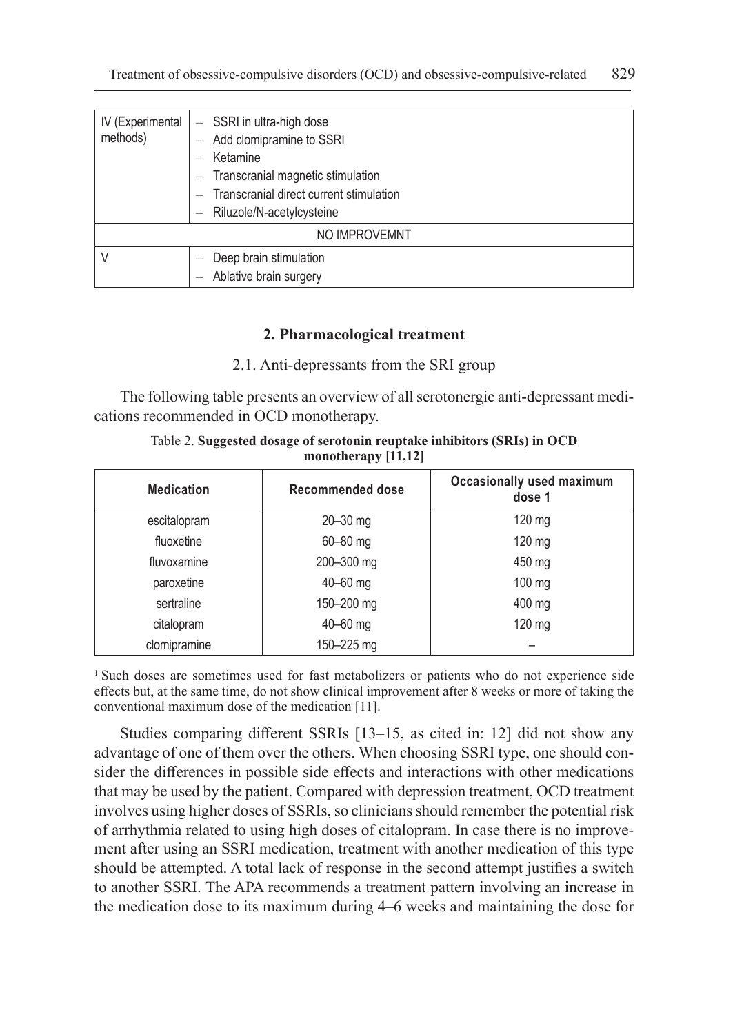| IV (Experimental methods) | – SSRI in ultra-high dose<br>– Add clomipramine to SSRI<br>– Ketamine<br>– Transcranial magnetic stimulation<br>– Transcranial direct current stimulation<br>– Riluzole/N-acetylcysteine |
|---|---|
| NO IMPROVEMNT | |
| V | – Deep brain stimulation<br>– Ablative brain surgery |

## 2. Pharmacological treatment

### 2.1. Anti-depressants from the SRI group

The following table presents an overview of all serotonergic anti-depressant medications recommended in OCD monotherapy.

Table 2. **Suggested dosage of serotonin reuptake inhibitors (SRIs) in OCD monotherapy [11,12]**

| Medication | Recommended dose | Occasionally used maximum dose 1 |
|---|---|---|
| escitalopram | 20–30 mg | 120 mg |
| fluoxetine | 60–80 mg | 120 mg |
| fluvoxamine | 200–300 mg | 450 mg |
| paroxetine | 40–60 mg | 100 mg |
| sertraline | 150–200 mg | 400 mg |
| citalopram | 40–60 mg | 120 mg |
| clomipramine | 150–225 mg | – |

[1] Such doses are sometimes used for fast metabolizers or patients who do not experience side effects but, at the same time, do not show clinical improvement after 8 weeks or more of taking the conventional maximum dose of the medication [11].

Studies comparing different SSRIs [13–15, as cited in: 12] did not show any advantage of one of them over the others. When choosing SSRI type, one should consider the differences in possible side effects and interactions with other medications that may be used by the patient. Compared with depression treatment, OCD treatment involves using higher doses of SSRIs, so clinicians should remember the potential risk of arrhythmia related to using high doses of citalopram. In case there is no improvement after using an SSRI medication, treatment with another medication of this type should be attempted. A total lack of response in the second attempt justifies a switch to another SSRI. The APA recommends a treatment pattern involving an increase in the medication dose to its maximum during 4–6 weeks and maintaining the dose for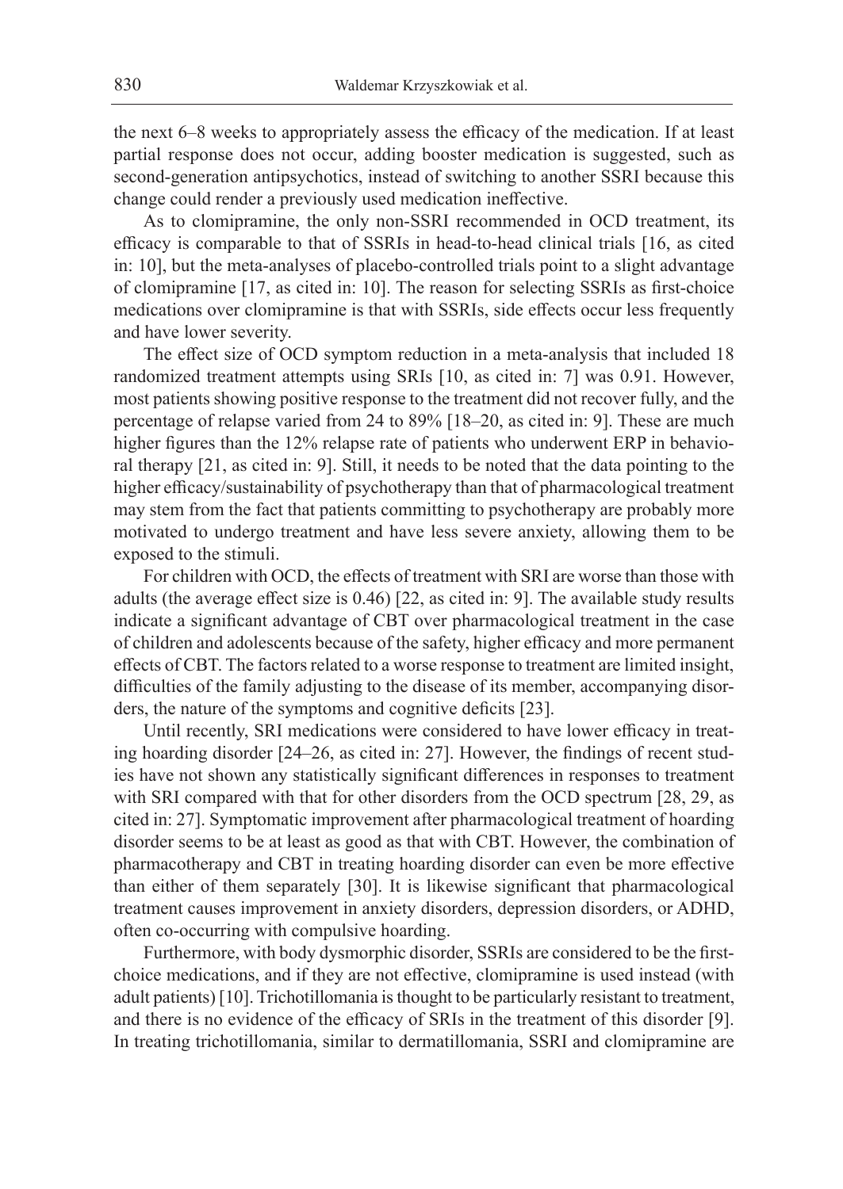the next 6–8 weeks to appropriately assess the efficacy of the medication. If at least partial response does not occur, adding booster medication is suggested, such as second-generation antipsychotics, instead of switching to another SSRI because this change could render a previously used medication ineffective.

As to clomipramine, the only non-SSRI recommended in OCD treatment, its efficacy is comparable to that of SSRIs in head-to-head clinical trials [16, as cited in: 10], but the meta-analyses of placebo-controlled trials point to a slight advantage of clomipramine [17, as cited in: 10]. The reason for selecting SSRIs as first-choice medications over clomipramine is that with SSRIs, side effects occur less frequently and have lower severity.

The effect size of OCD symptom reduction in a meta-analysis that included 18 randomized treatment attempts using SRIs [10, as cited in: 7] was 0.91. However, most patients showing positive response to the treatment did not recover fully, and the percentage of relapse varied from 24 to 89% [18–20, as cited in: 9]. These are much higher figures than the 12% relapse rate of patients who underwent ERP in behavioral therapy [21, as cited in: 9]. Still, it needs to be noted that the data pointing to the higher efficacy/sustainability of psychotherapy than that of pharmacological treatment may stem from the fact that patients committing to psychotherapy are probably more motivated to undergo treatment and have less severe anxiety, allowing them to be exposed to the stimuli.

For children with OCD, the effects of treatment with SRI are worse than those with adults (the average effect size is 0.46) [22, as cited in: 9]. The available study results indicate a significant advantage of CBT over pharmacological treatment in the case of children and adolescents because of the safety, higher efficacy and more permanent effects of CBT. The factors related to a worse response to treatment are limited insight, difficulties of the family adjusting to the disease of its member, accompanying disorders, the nature of the symptoms and cognitive deficits [23].

Until recently, SRI medications were considered to have lower efficacy in treating hoarding disorder [24–26, as cited in: 27]. However, the findings of recent studies have not shown any statistically significant differences in responses to treatment with SRI compared with that for other disorders from the OCD spectrum [28, 29, as cited in: 27]. Symptomatic improvement after pharmacological treatment of hoarding disorder seems to be at least as good as that with CBT. However, the combination of pharmacotherapy and CBT in treating hoarding disorder can even be more effective than either of them separately [30]. It is likewise significant that pharmacological treatment causes improvement in anxiety disorders, depression disorders, or ADHD, often co-occurring with compulsive hoarding.

Furthermore, with body dysmorphic disorder, SSRIs are considered to be the first-choice medications, and if they are not effective, clomipramine is used instead (with adult patients) [10]. Trichotillomania is thought to be particularly resistant to treatment, and there is no evidence of the efficacy of SRIs in the treatment of this disorder [9]. In treating trichotillomania, similar to dermatillomania, SSRI and clomipramine are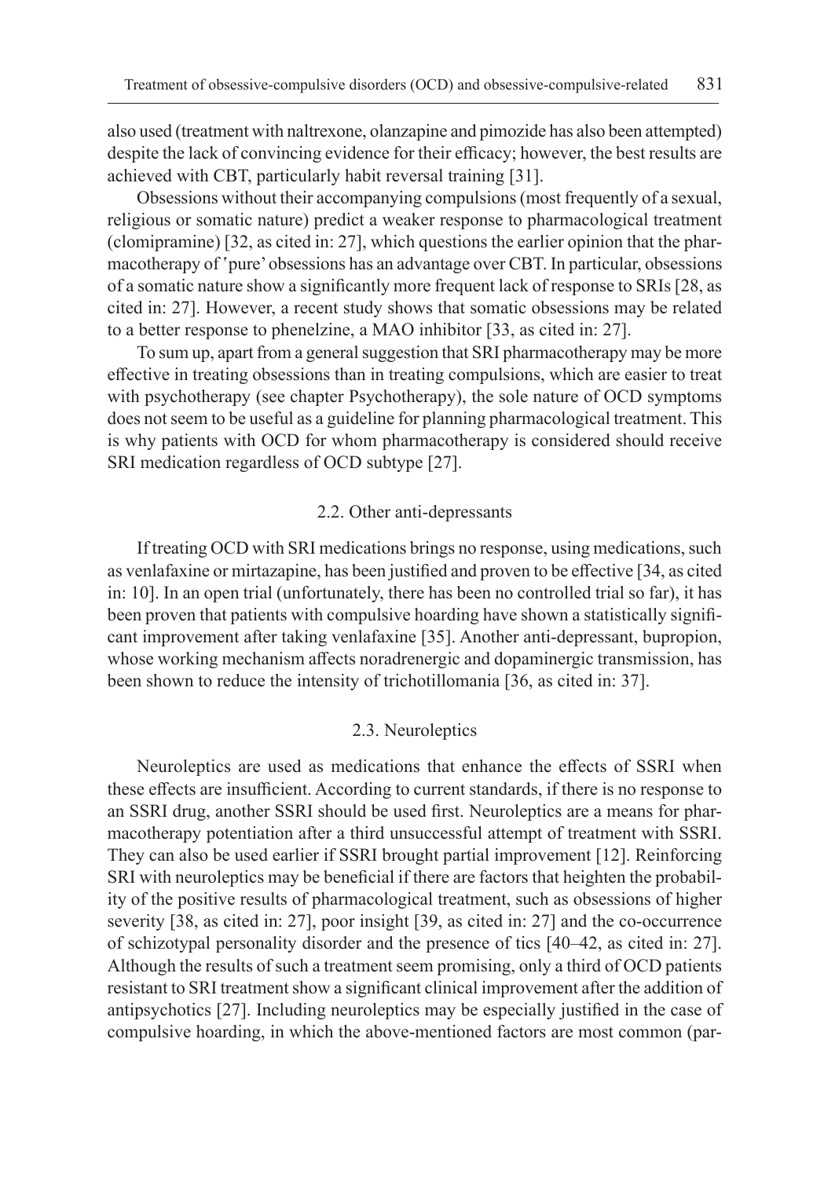also used (treatment with naltrexone, olanzapine and pimozide has also been attempted) despite the lack of convincing evidence for their efficacy; however, the best results are achieved with CBT, particularly habit reversal training [31].

Obsessions without their accompanying compulsions (most frequently of a sexual, religious or somatic nature) predict a weaker response to pharmacological treatment (clomipramine) [32, as cited in: 27], which questions the earlier opinion that the pharmacotherapy of 'pure' obsessions has an advantage over CBT. In particular, obsessions of a somatic nature show a significantly more frequent lack of response to SRIs [28, as cited in: 27]. However, a recent study shows that somatic obsessions may be related to a better response to phenelzine, a MAO inhibitor [33, as cited in: 27].

To sum up, apart from a general suggestion that SRI pharmacotherapy may be more effective in treating obsessions than in treating compulsions, which are easier to treat with psychotherapy (see chapter Psychotherapy), the sole nature of OCD symptoms does not seem to be useful as a guideline for planning pharmacological treatment. This is why patients with OCD for whom pharmacotherapy is considered should receive SRI medication regardless of OCD subtype [27].

### 2.2. Other anti-depressants

If treating OCD with SRI medications brings no response, using medications, such as venlafaxine or mirtazapine, has been justified and proven to be effective [34, as cited in: 10]. In an open trial (unfortunately, there has been no controlled trial so far), it has been proven that patients with compulsive hoarding have shown a statistically significant improvement after taking venlafaxine [35]. Another anti-depressant, bupropion, whose working mechanism affects noradrenergic and dopaminergic transmission, has been shown to reduce the intensity of trichotillomania [36, as cited in: 37].

### 2.3. Neuroleptics

Neuroleptics are used as medications that enhance the effects of SSRI when these effects are insufficient. According to current standards, if there is no response to an SSRI drug, another SSRI should be used first. Neuroleptics are a means for pharmacotherapy potentiation after a third unsuccessful attempt of treatment with SSRI. They can also be used earlier if SSRI brought partial improvement [12]. Reinforcing SRI with neuroleptics may be beneficial if there are factors that heighten the probability of the positive results of pharmacological treatment, such as obsessions of higher severity [38, as cited in: 27], poor insight [39, as cited in: 27] and the co-occurrence of schizotypal personality disorder and the presence of tics [40–42, as cited in: 27]. Although the results of such a treatment seem promising, only a third of OCD patients resistant to SRI treatment show a significant clinical improvement after the addition of antipsychotics [27]. Including neuroleptics may be especially justified in the case of compulsive hoarding, in which the above-mentioned factors are most common (par-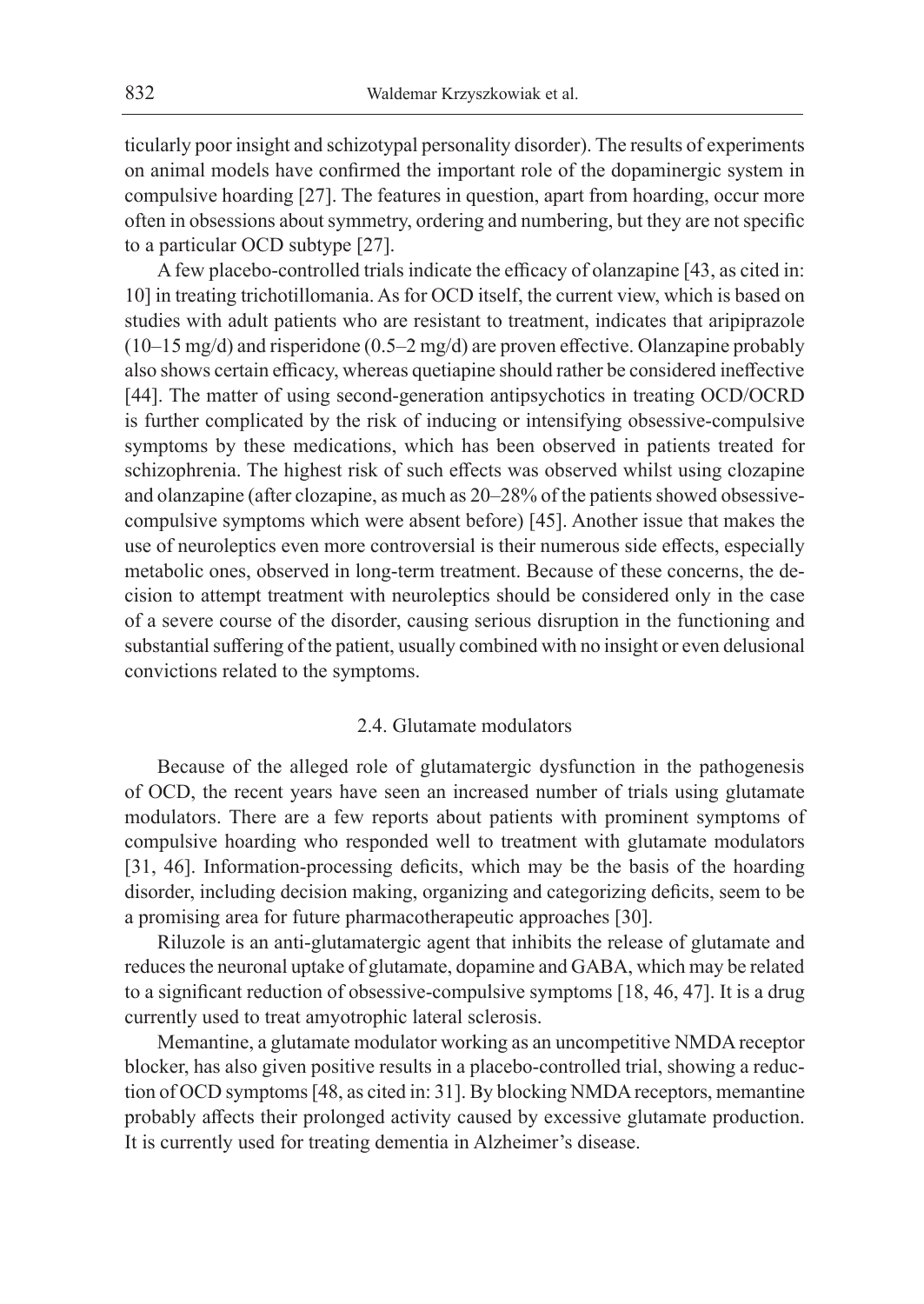ticularly poor insight and schizotypal personality disorder). The results of experiments on animal models have confirmed the important role of the dopaminergic system in compulsive hoarding [27]. The features in question, apart from hoarding, occur more often in obsessions about symmetry, ordering and numbering, but they are not specific to a particular OCD subtype [27].

A few placebo-controlled trials indicate the efficacy of olanzapine [43, as cited in: 10] in treating trichotillomania. As for OCD itself, the current view, which is based on studies with adult patients who are resistant to treatment, indicates that aripiprazole (10–15 mg/d) and risperidone (0.5–2 mg/d) are proven effective. Olanzapine probably also shows certain efficacy, whereas quetiapine should rather be considered ineffective [44]. The matter of using second-generation antipsychotics in treating OCD/OCRD is further complicated by the risk of inducing or intensifying obsessive-compulsive symptoms by these medications, which has been observed in patients treated for schizophrenia. The highest risk of such effects was observed whilst using clozapine and olanzapine (after clozapine, as much as 20–28% of the patients showed obsessive-compulsive symptoms which were absent before) [45]. Another issue that makes the use of neuroleptics even more controversial is their numerous side effects, especially metabolic ones, observed in long-term treatment. Because of these concerns, the decision to attempt treatment with neuroleptics should be considered only in the case of a severe course of the disorder, causing serious disruption in the functioning and substantial suffering of the patient, usually combined with no insight or even delusional convictions related to the symptoms.

### 2.4. Glutamate modulators

Because of the alleged role of glutamatergic dysfunction in the pathogenesis of OCD, the recent years have seen an increased number of trials using glutamate modulators. There are a few reports about patients with prominent symptoms of compulsive hoarding who responded well to treatment with glutamate modulators [31, 46]. Information-processing deficits, which may be the basis of the hoarding disorder, including decision making, organizing and categorizing deficits, seem to be a promising area for future pharmacotherapeutic approaches [30].

Riluzole is an anti-glutamatergic agent that inhibits the release of glutamate and reduces the neuronal uptake of glutamate, dopamine and GABA, which may be related to a significant reduction of obsessive-compulsive symptoms [18, 46, 47]. It is a drug currently used to treat amyotrophic lateral sclerosis.

Memantine, a glutamate modulator working as an uncompetitive NMDA receptor blocker, has also given positive results in a placebo-controlled trial, showing a reduction of OCD symptoms [48, as cited in: 31]. By blocking NMDA receptors, memantine probably affects their prolonged activity caused by excessive glutamate production. It is currently used for treating dementia in Alzheimer's disease.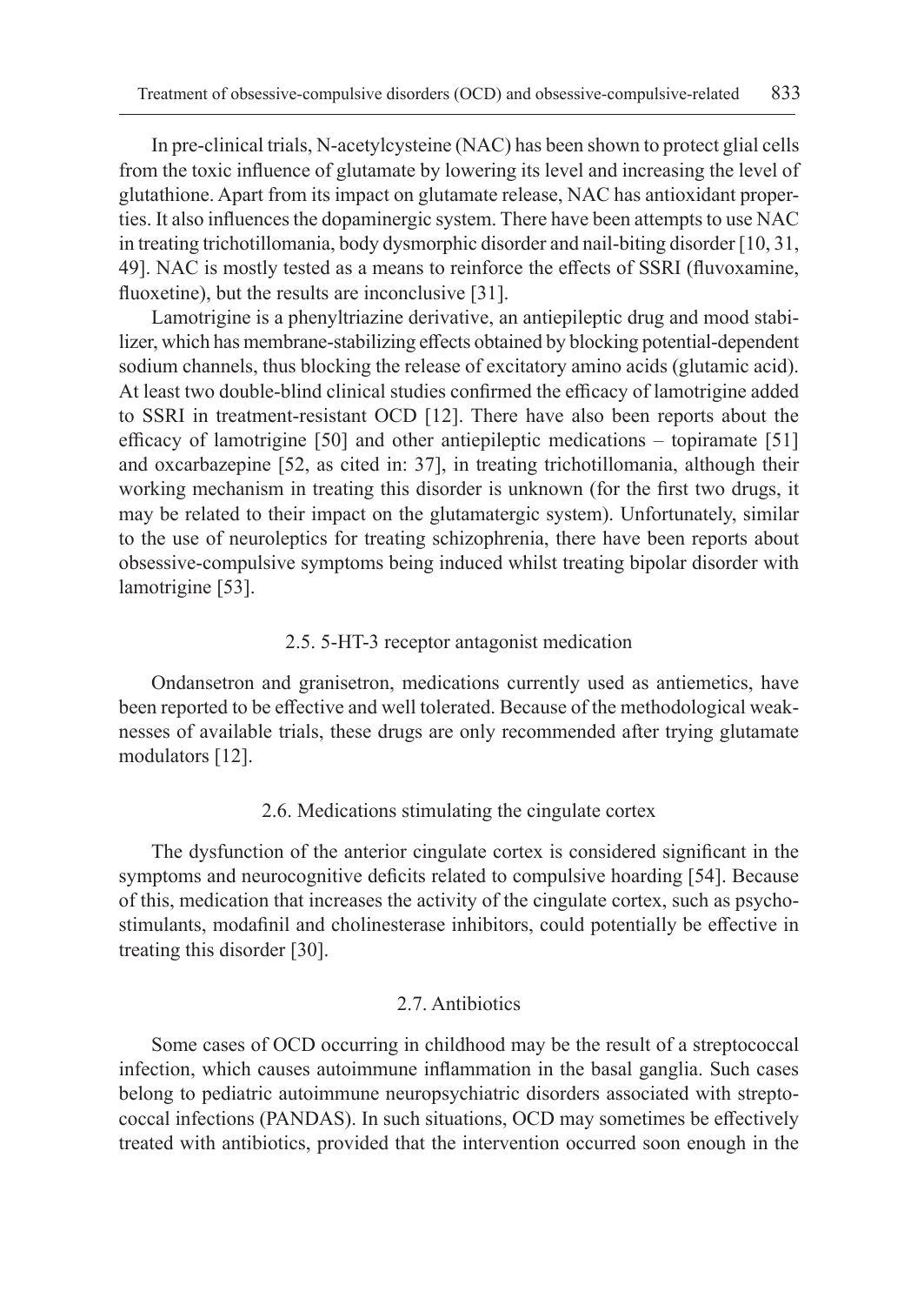In pre-clinical trials, N-acetylcysteine (NAC) has been shown to protect glial cells from the toxic influence of glutamate by lowering its level and increasing the level of glutathione. Apart from its impact on glutamate release, NAC has antioxidant properties. It also influences the dopaminergic system. There have been attempts to use NAC in treating trichotillomania, body dysmorphic disorder and nail-biting disorder [10, 31, 49]. NAC is mostly tested as a means to reinforce the effects of SSRI (fluvoxamine, fluoxetine), but the results are inconclusive [31].

Lamotrigine is a phenyltriazine derivative, an antiepileptic drug and mood stabilizer, which has membrane-stabilizing effects obtained by blocking potential-dependent sodium channels, thus blocking the release of excitatory amino acids (glutamic acid). At least two double-blind clinical studies confirmed the efficacy of lamotrigine added to SSRI in treatment-resistant OCD [12]. There have also been reports about the efficacy of lamotrigine [50] and other antiepileptic medications – topiramate [51] and oxcarbazepine [52, as cited in: 37], in treating trichotillomania, although their working mechanism in treating this disorder is unknown (for the first two drugs, it may be related to their impact on the glutamatergic system). Unfortunately, similar to the use of neuroleptics for treating schizophrenia, there have been reports about obsessive-compulsive symptoms being induced whilst treating bipolar disorder with lamotrigine [53].

### 2.5. 5-HT-3 receptor antagonist medication

Ondansetron and granisetron, medications currently used as antiemetics, have been reported to be effective and well tolerated. Because of the methodological weaknesses of available trials, these drugs are only recommended after trying glutamate modulators [12].

### 2.6. Medications stimulating the cingulate cortex

The dysfunction of the anterior cingulate cortex is considered significant in the symptoms and neurocognitive deficits related to compulsive hoarding [54]. Because of this, medication that increases the activity of the cingulate cortex, such as psychostimulants, modafinil and cholinesterase inhibitors, could potentially be effective in treating this disorder [30].

### 2.7. Antibiotics

Some cases of OCD occurring in childhood may be the result of a streptococcal infection, which causes autoimmune inflammation in the basal ganglia. Such cases belong to pediatric autoimmune neuropsychiatric disorders associated with streptococcal infections (PANDAS). In such situations, OCD may sometimes be effectively treated with antibiotics, provided that the intervention occurred soon enough in the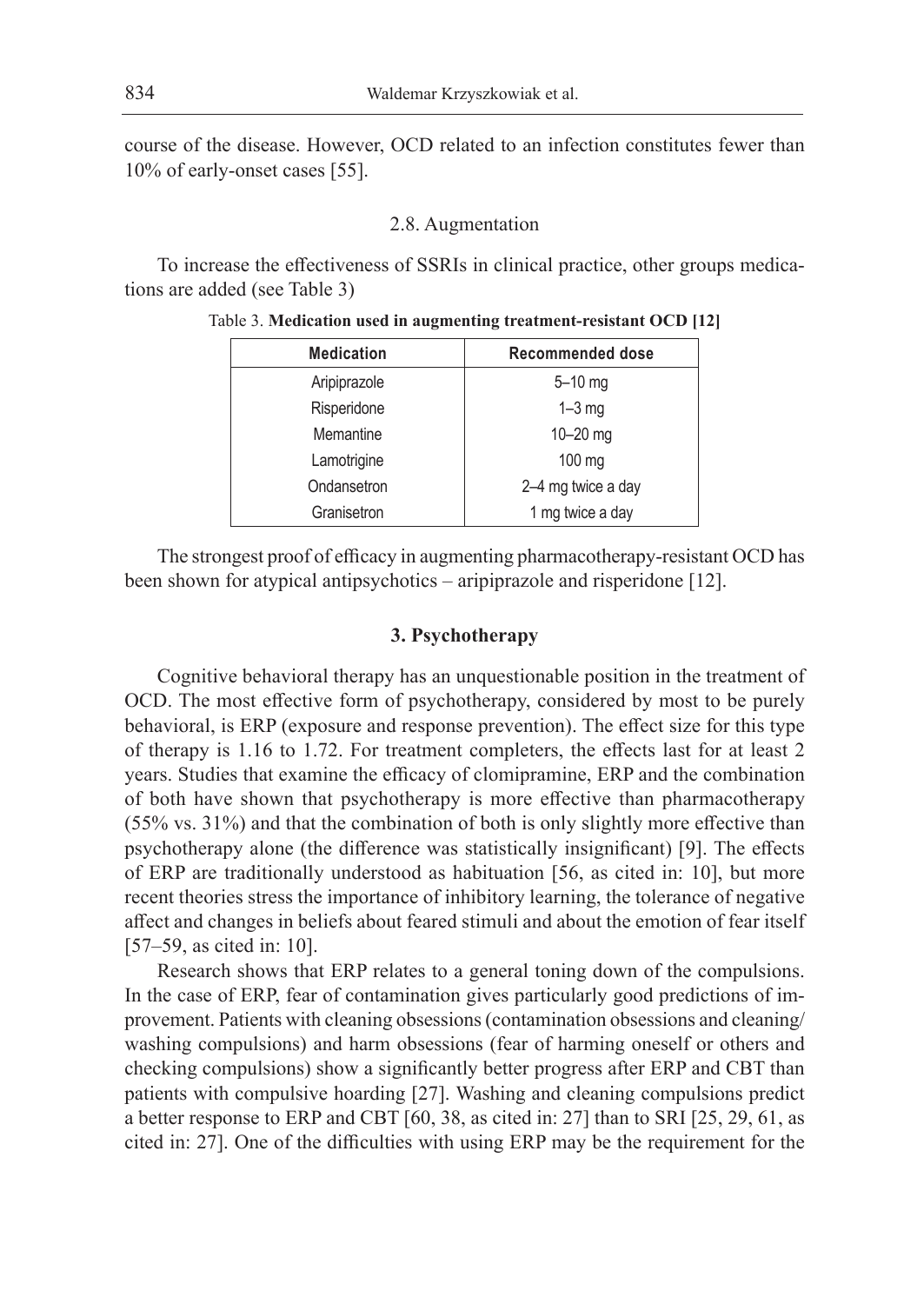course of the disease. However, OCD related to an infection constitutes fewer than 10% of early-onset cases [55].

### 2.8. Augmentation

To increase the effectiveness of SSRIs in clinical practice, other groups medications are added (see Table 3)

Table 3. **Medication used in augmenting treatment-resistant OCD [12]**

| Medication | Recommended dose |
|---|---|
| Aripiprazole | 5–10 mg |
| Risperidone | 1–3 mg |
| Memantine | 10–20 mg |
| Lamotrigine | 100 mg |
| Ondansetron | 2–4 mg twice a day |
| Granisetron | 1 mg twice a day |

The strongest proof of efficacy in augmenting pharmacotherapy-resistant OCD has been shown for atypical antipsychotics – aripiprazole and risperidone [12].

## 3. Psychotherapy

Cognitive behavioral therapy has an unquestionable position in the treatment of OCD. The most effective form of psychotherapy, considered by most to be purely behavioral, is ERP (exposure and response prevention). The effect size for this type of therapy is 1.16 to 1.72. For treatment completers, the effects last for at least 2 years. Studies that examine the efficacy of clomipramine, ERP and the combination of both have shown that psychotherapy is more effective than pharmacotherapy (55% vs. 31%) and that the combination of both is only slightly more effective than psychotherapy alone (the difference was statistically insignificant) [9]. The effects of ERP are traditionally understood as habituation [56, as cited in: 10], but more recent theories stress the importance of inhibitory learning, the tolerance of negative affect and changes in beliefs about feared stimuli and about the emotion of fear itself [57–59, as cited in: 10].

Research shows that ERP relates to a general toning down of the compulsions. In the case of ERP, fear of contamination gives particularly good predictions of improvement. Patients with cleaning obsessions (contamination obsessions and cleaning/washing compulsions) and harm obsessions (fear of harming oneself or others and checking compulsions) show a significantly better progress after ERP and CBT than patients with compulsive hoarding [27]. Washing and cleaning compulsions predict a better response to ERP and CBT [60, 38, as cited in: 27] than to SRI [25, 29, 61, as cited in: 27]. One of the difficulties with using ERP may be the requirement for the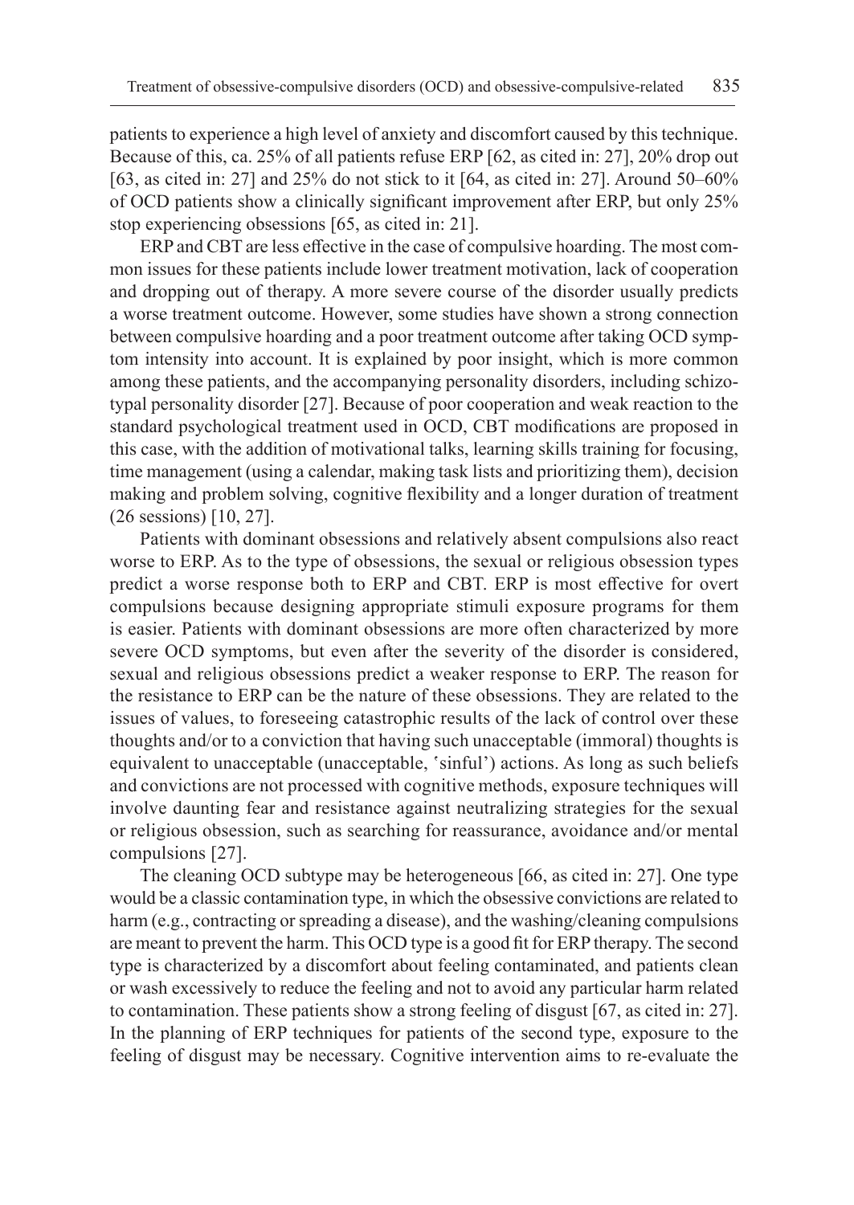patients to experience a high level of anxiety and discomfort caused by this technique. Because of this, ca. 25% of all patients refuse ERP [62, as cited in: 27], 20% drop out [63, as cited in: 27] and 25% do not stick to it [64, as cited in: 27]. Around 50–60% of OCD patients show a clinically significant improvement after ERP, but only 25% stop experiencing obsessions [65, as cited in: 21].

ERP and CBT are less effective in the case of compulsive hoarding. The most common issues for these patients include lower treatment motivation, lack of cooperation and dropping out of therapy. A more severe course of the disorder usually predicts a worse treatment outcome. However, some studies have shown a strong connection between compulsive hoarding and a poor treatment outcome after taking OCD symptom intensity into account. It is explained by poor insight, which is more common among these patients, and the accompanying personality disorders, including schizotypal personality disorder [27]. Because of poor cooperation and weak reaction to the standard psychological treatment used in OCD, CBT modifications are proposed in this case, with the addition of motivational talks, learning skills training for focusing, time management (using a calendar, making task lists and prioritizing them), decision making and problem solving, cognitive flexibility and a longer duration of treatment (26 sessions) [10, 27].

Patients with dominant obsessions and relatively absent compulsions also react worse to ERP. As to the type of obsessions, the sexual or religious obsession types predict a worse response both to ERP and CBT. ERP is most effective for overt compulsions because designing appropriate stimuli exposure programs for them is easier. Patients with dominant obsessions are more often characterized by more severe OCD symptoms, but even after the severity of the disorder is considered, sexual and religious obsessions predict a weaker response to ERP. The reason for the resistance to ERP can be the nature of these obsessions. They are related to the issues of values, to foreseeing catastrophic results of the lack of control over these thoughts and/or to a conviction that having such unacceptable (immoral) thoughts is equivalent to unacceptable (unacceptable, 'sinful') actions. As long as such beliefs and convictions are not processed with cognitive methods, exposure techniques will involve daunting fear and resistance against neutralizing strategies for the sexual or religious obsession, such as searching for reassurance, avoidance and/or mental compulsions [27].

The cleaning OCD subtype may be heterogeneous [66, as cited in: 27]. One type would be a classic contamination type, in which the obsessive convictions are related to harm (e.g., contracting or spreading a disease), and the washing/cleaning compulsions are meant to prevent the harm. This OCD type is a good fit for ERP therapy. The second type is characterized by a discomfort about feeling contaminated, and patients clean or wash excessively to reduce the feeling and not to avoid any particular harm related to contamination. These patients show a strong feeling of disgust [67, as cited in: 27]. In the planning of ERP techniques for patients of the second type, exposure to the feeling of disgust may be necessary. Cognitive intervention aims to re-evaluate the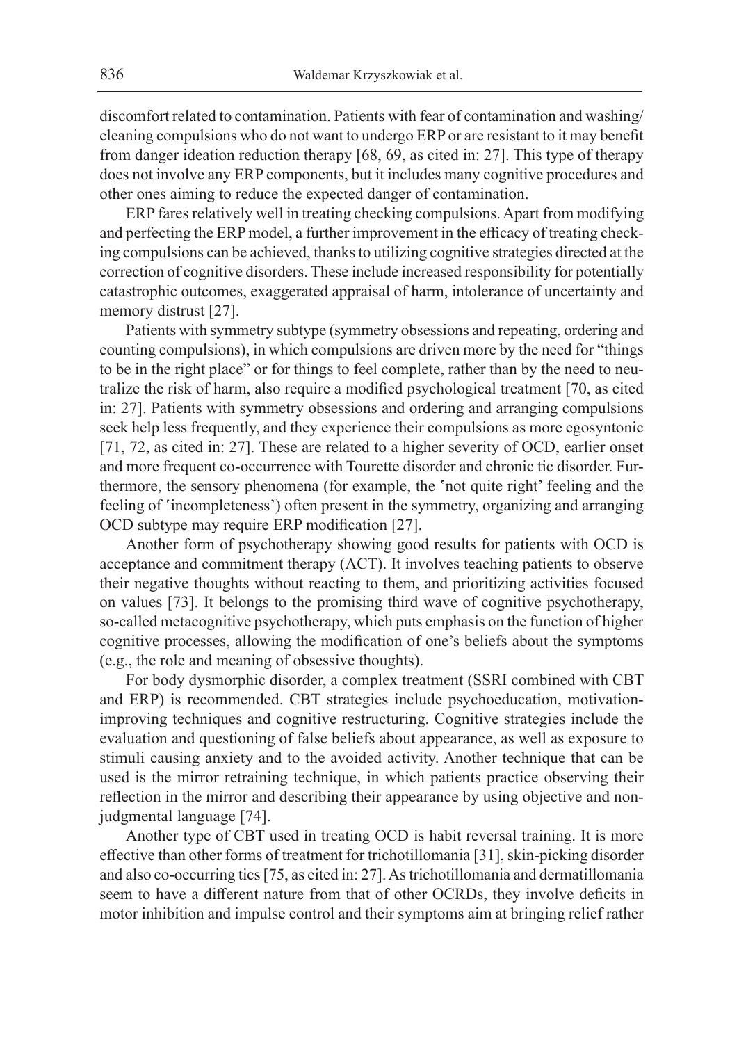discomfort related to contamination. Patients with fear of contamination and washing/cleaning compulsions who do not want to undergo ERP or are resistant to it may benefit from danger ideation reduction therapy [68, 69, as cited in: 27]. This type of therapy does not involve any ERP components, but it includes many cognitive procedures and other ones aiming to reduce the expected danger of contamination.

ERP fares relatively well in treating checking compulsions. Apart from modifying and perfecting the ERP model, a further improvement in the efficacy of treating checking compulsions can be achieved, thanks to utilizing cognitive strategies directed at the correction of cognitive disorders. These include increased responsibility for potentially catastrophic outcomes, exaggerated appraisal of harm, intolerance of uncertainty and memory distrust [27].

Patients with symmetry subtype (symmetry obsessions and repeating, ordering and counting compulsions), in which compulsions are driven more by the need for "things to be in the right place" or for things to feel complete, rather than by the need to neutralize the risk of harm, also require a modified psychological treatment [70, as cited in: 27]. Patients with symmetry obsessions and ordering and arranging compulsions seek help less frequently, and they experience their compulsions as more egosyntonic [71, 72, as cited in: 27]. These are related to a higher severity of OCD, earlier onset and more frequent co-occurrence with Tourette disorder and chronic tic disorder. Furthermore, the sensory phenomena (for example, the 'not quite right' feeling and the feeling of 'incompleteness') often present in the symmetry, organizing and arranging OCD subtype may require ERP modification [27].

Another form of psychotherapy showing good results for patients with OCD is acceptance and commitment therapy (ACT). It involves teaching patients to observe their negative thoughts without reacting to them, and prioritizing activities focused on values [73]. It belongs to the promising third wave of cognitive psychotherapy, so-called metacognitive psychotherapy, which puts emphasis on the function of higher cognitive processes, allowing the modification of one's beliefs about the symptoms (e.g., the role and meaning of obsessive thoughts).

For body dysmorphic disorder, a complex treatment (SSRI combined with CBT and ERP) is recommended. CBT strategies include psychoeducation, motivation-improving techniques and cognitive restructuring. Cognitive strategies include the evaluation and questioning of false beliefs about appearance, as well as exposure to stimuli causing anxiety and to the avoided activity. Another technique that can be used is the mirror retraining technique, in which patients practice observing their reflection in the mirror and describing their appearance by using objective and non-judgmental language [74].

Another type of CBT used in treating OCD is habit reversal training. It is more effective than other forms of treatment for trichotillomania [31], skin-picking disorder and also co-occurring tics [75, as cited in: 27]. As trichotillomania and dermatillomania seem to have a different nature from that of other OCRDs, they involve deficits in motor inhibition and impulse control and their symptoms aim at bringing relief rather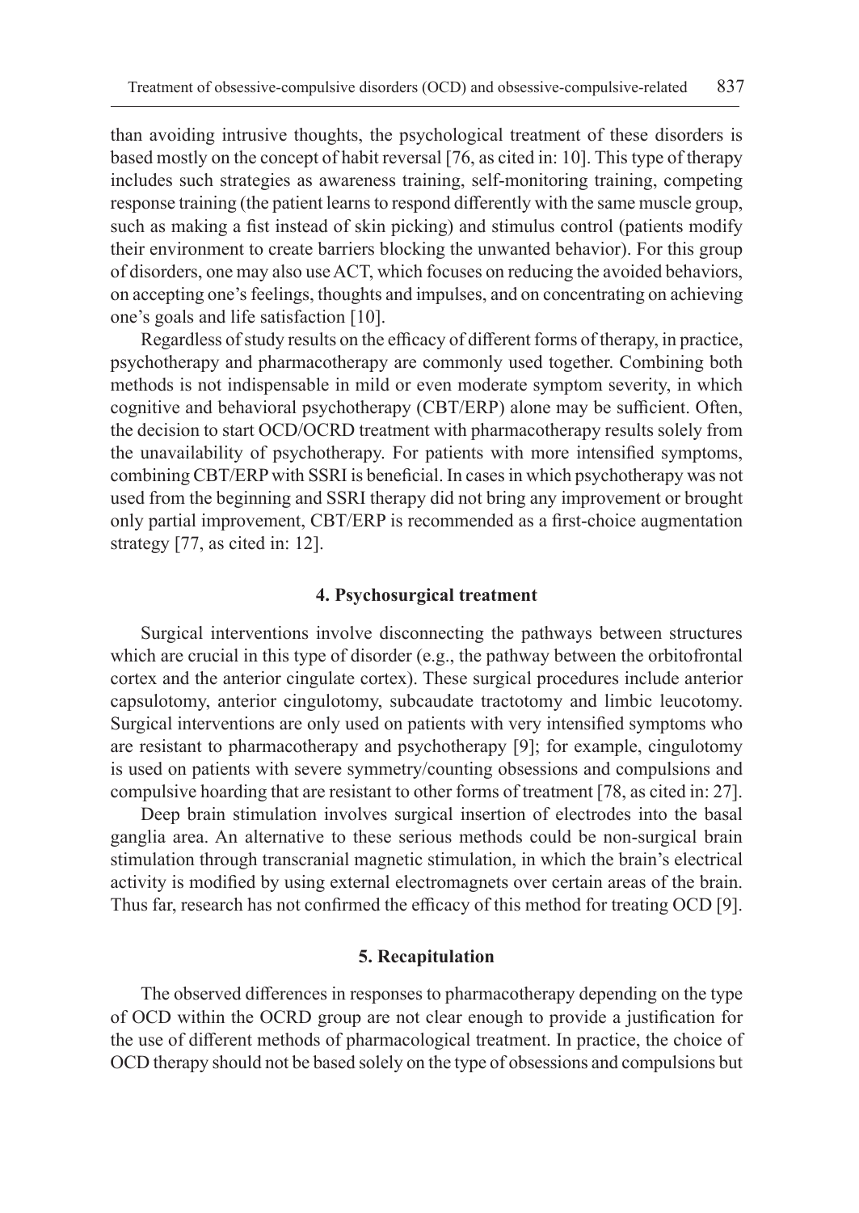than avoiding intrusive thoughts, the psychological treatment of these disorders is based mostly on the concept of habit reversal [76, as cited in: 10]. This type of therapy includes such strategies as awareness training, self-monitoring training, competing response training (the patient learns to respond differently with the same muscle group, such as making a fist instead of skin picking) and stimulus control (patients modify their environment to create barriers blocking the unwanted behavior). For this group of disorders, one may also use ACT, which focuses on reducing the avoided behaviors, on accepting one's feelings, thoughts and impulses, and on concentrating on achieving one's goals and life satisfaction [10].

Regardless of study results on the efficacy of different forms of therapy, in practice, psychotherapy and pharmacotherapy are commonly used together. Combining both methods is not indispensable in mild or even moderate symptom severity, in which cognitive and behavioral psychotherapy (CBT/ERP) alone may be sufficient. Often, the decision to start OCD/OCRD treatment with pharmacotherapy results solely from the unavailability of psychotherapy. For patients with more intensified symptoms, combining CBT/ERP with SSRI is beneficial. In cases in which psychotherapy was not used from the beginning and SSRI therapy did not bring any improvement or brought only partial improvement, CBT/ERP is recommended as a first-choice augmentation strategy [77, as cited in: 12].

## 4. Psychosurgical treatment

Surgical interventions involve disconnecting the pathways between structures which are crucial in this type of disorder (e.g., the pathway between the orbitofrontal cortex and the anterior cingulate cortex). These surgical procedures include anterior capsulotomy, anterior cingulotomy, subcaudate tractotomy and limbic leucotomy. Surgical interventions are only used on patients with very intensified symptoms who are resistant to pharmacotherapy and psychotherapy [9]; for example, cingulotomy is used on patients with severe symmetry/counting obsessions and compulsions and compulsive hoarding that are resistant to other forms of treatment [78, as cited in: 27].

Deep brain stimulation involves surgical insertion of electrodes into the basal ganglia area. An alternative to these serious methods could be non-surgical brain stimulation through transcranial magnetic stimulation, in which the brain's electrical activity is modified by using external electromagnets over certain areas of the brain. Thus far, research has not confirmed the efficacy of this method for treating OCD [9].

## 5. Recapitulation

The observed differences in responses to pharmacotherapy depending on the type of OCD within the OCRD group are not clear enough to provide a justification for the use of different methods of pharmacological treatment. In practice, the choice of OCD therapy should not be based solely on the type of obsessions and compulsions but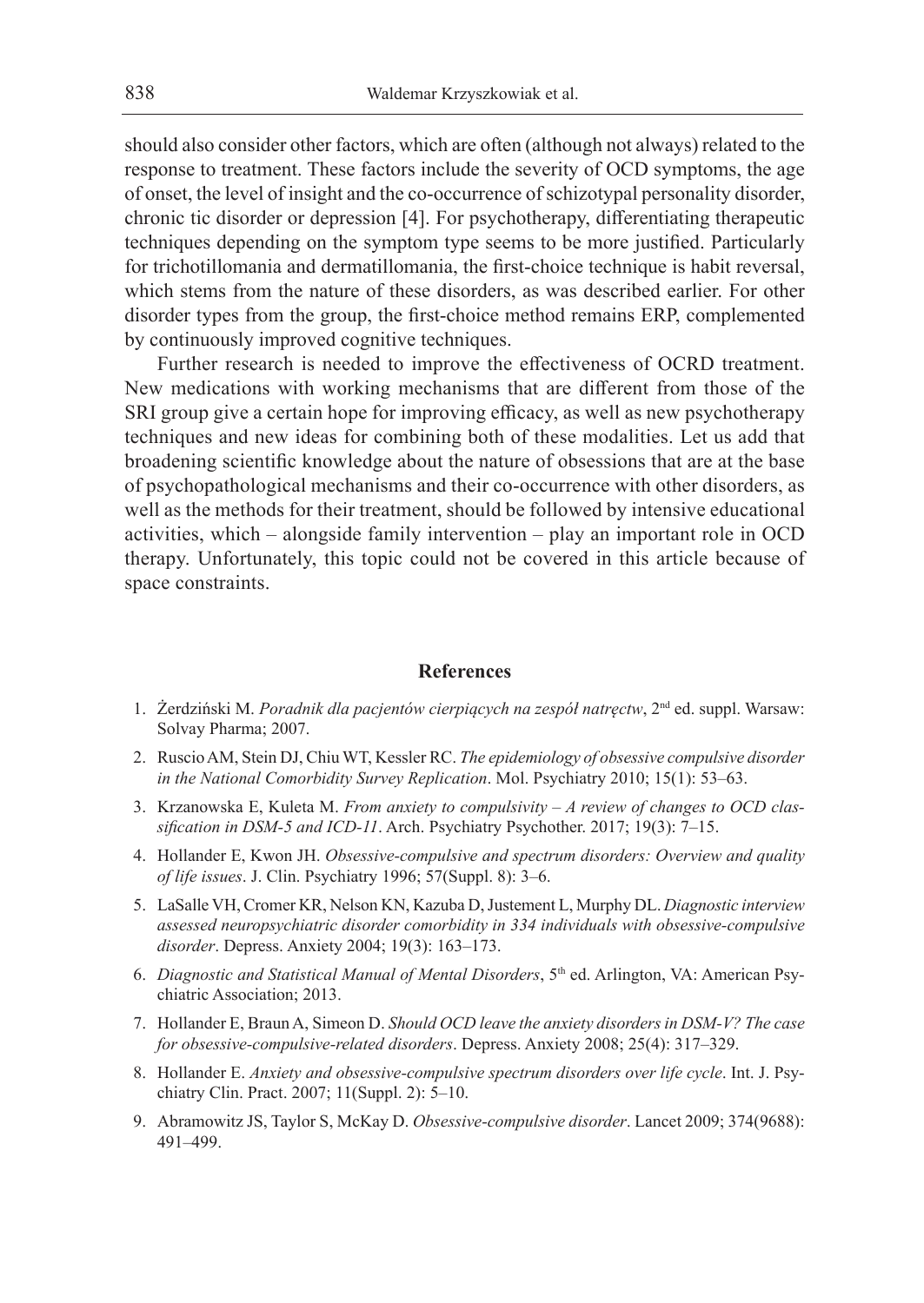should also consider other factors, which are often (although not always) related to the response to treatment. These factors include the severity of OCD symptoms, the age of onset, the level of insight and the co-occurrence of schizotypal personality disorder, chronic tic disorder or depression [4]. For psychotherapy, differentiating therapeutic techniques depending on the symptom type seems to be more justified. Particularly for trichotillomania and dermatillomania, the first-choice technique is habit reversal, which stems from the nature of these disorders, as was described earlier. For other disorder types from the group, the first-choice method remains ERP, complemented by continuously improved cognitive techniques.

Further research is needed to improve the effectiveness of OCRD treatment. New medications with working mechanisms that are different from those of the SRI group give a certain hope for improving efficacy, as well as new psychotherapy techniques and new ideas for combining both of these modalities. Let us add that broadening scientific knowledge about the nature of obsessions that are at the base of psychopathological mechanisms and their co-occurrence with other disorders, as well as the methods for their treatment, should be followed by intensive educational activities, which – alongside family intervention – play an important role in OCD therapy. Unfortunately, this topic could not be covered in this article because of space constraints.

## References

1. Żerdziński M. *Poradnik dla pacjentów cierpiących na zespół natręctw*, 2nd ed. suppl. Warsaw: Solvay Pharma; 2007.
2. Ruscio AM, Stein DJ, Chiu WT, Kessler RC. *The epidemiology of obsessive compulsive disorder in the National Comorbidity Survey Replication*. Mol. Psychiatry 2010; 15(1): 53–63.
3. Krzanowska E, Kuleta M. *From anxiety to compulsivity – A review of changes to OCD classification in DSM-5 and ICD-11*. Arch. Psychiatry Psychother. 2017; 19(3): 7–15.
4. Hollander E, Kwon JH. *Obsessive-compulsive and spectrum disorders: Overview and quality of life issues*. J. Clin. Psychiatry 1996; 57(Suppl. 8): 3–6.
5. LaSalle VH, Cromer KR, Nelson KN, Kazuba D, Justement L, Murphy DL. *Diagnostic interview assessed neuropsychiatric disorder comorbidity in 334 individuals with obsessive-compulsive disorder*. Depress. Anxiety 2004; 19(3): 163–173.
6. *Diagnostic and Statistical Manual of Mental Disorders*, 5th ed. Arlington, VA: American Psychiatric Association; 2013.
7. Hollander E, Braun A, Simeon D. *Should OCD leave the anxiety disorders in DSM-V? The case for obsessive-compulsive-related disorders*. Depress. Anxiety 2008; 25(4): 317–329.
8. Hollander E. *Anxiety and obsessive-compulsive spectrum disorders over life cycle*. Int. J. Psychiatry Clin. Pract. 2007; 11(Suppl. 2): 5–10.
9. Abramowitz JS, Taylor S, McKay D. *Obsessive-compulsive disorder*. Lancet 2009; 374(9688): 491–499.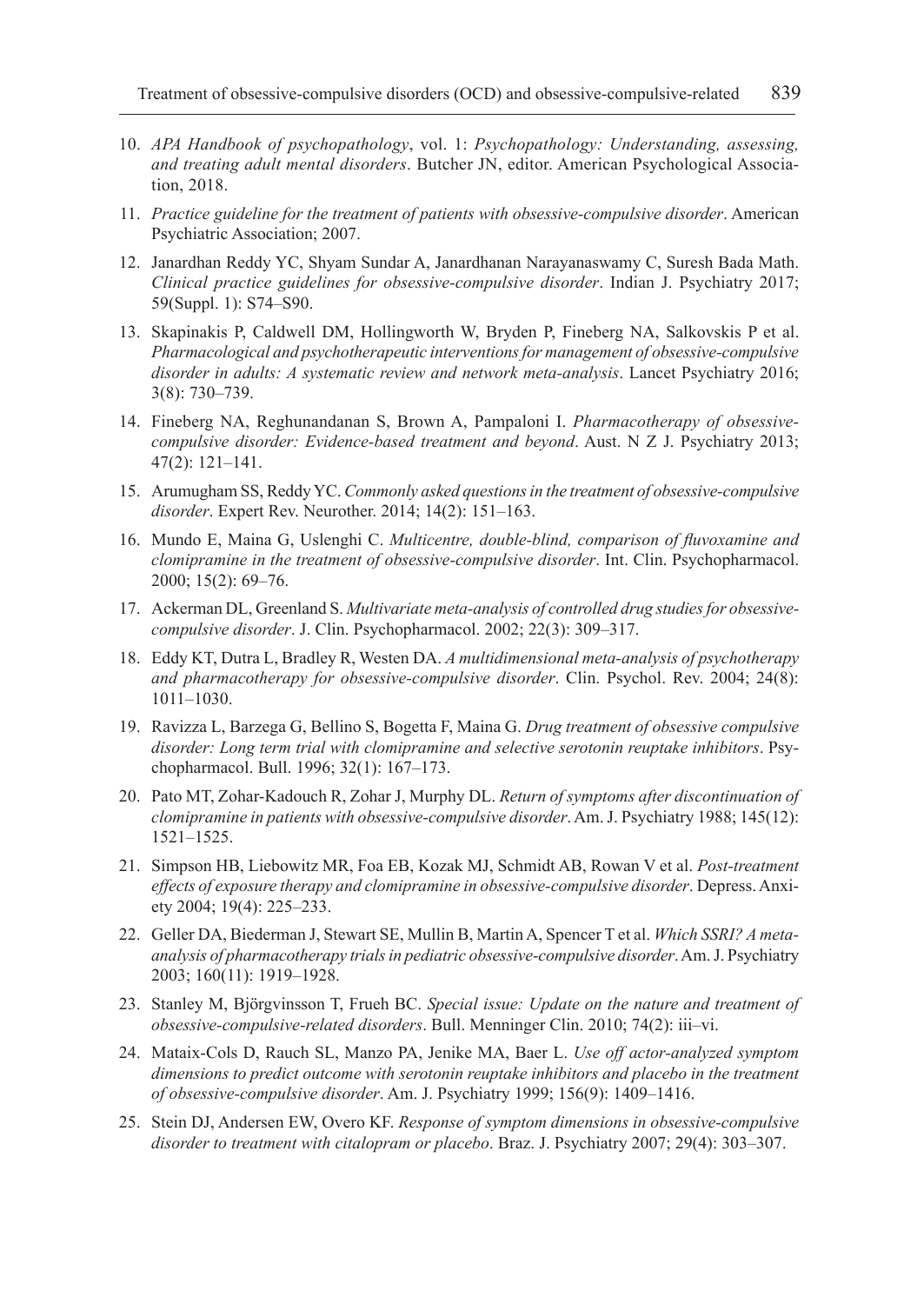10. *APA Handbook of psychopathology*, vol. 1: *Psychopathology: Understanding, assessing, and treating adult mental disorders*. Butcher JN, editor. American Psychological Association, 2018.
11. *Practice guideline for the treatment of patients with obsessive-compulsive disorder*. American Psychiatric Association; 2007.
12. Janardhan Reddy YC, Shyam Sundar A, Janardhanan Narayanaswamy C, Suresh Bada Math. *Clinical practice guidelines for obsessive-compulsive disorder*. Indian J. Psychiatry 2017; 59(Suppl. 1): S74–S90.
13. Skapinakis P, Caldwell DM, Hollingworth W, Bryden P, Fineberg NA, Salkovskis P et al. *Pharmacological and psychotherapeutic interventions for management of obsessive-compulsive disorder in adults: A systematic review and network meta-analysis*. Lancet Psychiatry 2016; 3(8): 730–739.
14. Fineberg NA, Reghunandanan S, Brown A, Pampaloni I. *Pharmacotherapy of obsessive-compulsive disorder: Evidence-based treatment and beyond*. Aust. N Z J. Psychiatry 2013; 47(2): 121–141.
15. Arumugham SS, Reddy YC. *Commonly asked questions in the treatment of obsessive-compulsive disorder*. Expert Rev. Neurother. 2014; 14(2): 151–163.
16. Mundo E, Maina G, Uslenghi C. *Multicentre, double-blind, comparison of fluvoxamine and clomipramine in the treatment of obsessive-compulsive disorder*. Int. Clin. Psychopharmacol. 2000; 15(2): 69–76.
17. Ackerman DL, Greenland S. *Multivariate meta-analysis of controlled drug studies for obsessive-compulsive disorder*. J. Clin. Psychopharmacol. 2002; 22(3): 309–317.
18. Eddy KT, Dutra L, Bradley R, Westen DA. *A multidimensional meta-analysis of psychotherapy and pharmacotherapy for obsessive-compulsive disorder*. Clin. Psychol. Rev. 2004; 24(8): 1011–1030.
19. Ravizza L, Barzega G, Bellino S, Bogetta F, Maina G. *Drug treatment of obsessive compulsive disorder: Long term trial with clomipramine and selective serotonin reuptake inhibitors*. Psychopharmacol. Bull. 1996; 32(1): 167–173.
20. Pato MT, Zohar-Kadouch R, Zohar J, Murphy DL. *Return of symptoms after discontinuation of clomipramine in patients with obsessive-compulsive disorder*. Am. J. Psychiatry 1988; 145(12): 1521–1525.
21. Simpson HB, Liebowitz MR, Foa EB, Kozak MJ, Schmidt AB, Rowan V et al. *Post-treatment effects of exposure therapy and clomipramine in obsessive-compulsive disorder*. Depress. Anxiety 2004; 19(4): 225–233.
22. Geller DA, Biederman J, Stewart SE, Mullin B, Martin A, Spencer T et al. *Which SSRI? A meta-analysis of pharmacotherapy trials in pediatric obsessive-compulsive disorder*. Am. J. Psychiatry 2003; 160(11): 1919–1928.
23. Stanley M, Björgvinsson T, Frueh BC. *Special issue: Update on the nature and treatment of obsessive-compulsive-related disorders*. Bull. Menninger Clin. 2010; 74(2): iii–vi.
24. Mataix-Cols D, Rauch SL, Manzo PA, Jenike MA, Baer L. *Use off actor-analyzed symptom dimensions to predict outcome with serotonin reuptake inhibitors and placebo in the treatment of obsessive-compulsive disorder*. Am. J. Psychiatry 1999; 156(9): 1409–1416.
25. Stein DJ, Andersen EW, Overo KF. *Response of symptom dimensions in obsessive-compulsive disorder to treatment with citalopram or placebo*. Braz. J. Psychiatry 2007; 29(4): 303–307.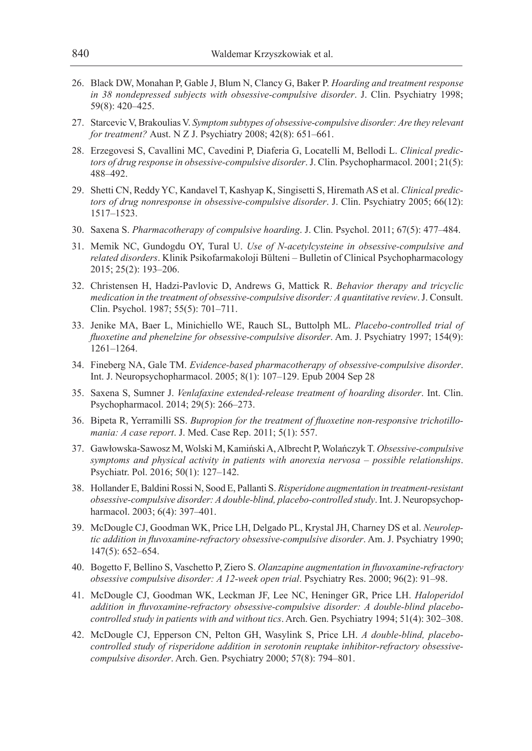26. Black DW, Monahan P, Gable J, Blum N, Clancy G, Baker P. *Hoarding and treatment response in 38 nondepressed subjects with obsessive-compulsive disorder*. J. Clin. Psychiatry 1998; 59(8): 420–425.
27. Starcevic V, Brakoulias V. *Symptom subtypes of obsessive-compulsive disorder: Are they relevant for treatment?* Aust. N Z J. Psychiatry 2008; 42(8): 651–661.
28. Erzegovesi S, Cavallini MC, Cavedini P, Diaferia G, Locatelli M, Bellodi L. *Clinical predictors of drug response in obsessive-compulsive disorder*. J. Clin. Psychopharmacol. 2001; 21(5): 488–492.
29. Shetti CN, Reddy YC, Kandavel T, Kashyap K, Singisetti S, Hiremath AS et al. *Clinical predictors of drug nonresponse in obsessive-compulsive disorder*. J. Clin. Psychiatry 2005; 66(12): 1517–1523.
30. Saxena S. *Pharmacotherapy of compulsive hoarding*. J. Clin. Psychol. 2011; 67(5): 477–484.
31. Memik NC, Gundogdu OY, Tural U. *Use of N-acetylcysteine in obsessive-compulsive and related disorders*. Klinik Psikofarmakoloji Bülteni – Bulletin of Clinical Psychopharmacology 2015; 25(2): 193–206.
32. Christensen H, Hadzi-Pavlovic D, Andrews G, Mattick R. *Behavior therapy and tricyclic medication in the treatment of obsessive-compulsive disorder: A quantitative review*. J. Consult. Clin. Psychol. 1987; 55(5): 701–711.
33. Jenike MA, Baer L, Minichiello WE, Rauch SL, Buttolph ML. *Placebo-controlled trial of fluoxetine and phenelzine for obsessive-compulsive disorder*. Am. J. Psychiatry 1997; 154(9): 1261–1264.
34. Fineberg NA, Gale TM. *Evidence-based pharmacotherapy of obsessive-compulsive disorder*. Int. J. Neuropsychopharmacol. 2005; 8(1): 107–129. Epub 2004 Sep 28
35. Saxena S, Sumner J. *Venlafaxine extended-release treatment of hoarding disorder*. Int. Clin. Psychopharmacol. 2014; 29(5): 266–273.
36. Bipeta R, Yerramilli SS. *Bupropion for the treatment of fluoxetine non-responsive trichotillomania: A case report*. J. Med. Case Rep. 2011; 5(1): 557.
37. Gawłowska-Sawosz M, Wolski M, Kamiński A, Albrecht P, Wolańczyk T. *Obsessive-compulsive symptoms and physical activity in patients with anorexia nervosa – possible relationships*. Psychiatr. Pol. 2016; 50(1): 127–142.
38. Hollander E, Baldini Rossi N, Sood E, Pallanti S. *Risperidone augmentation in treatment-resistant obsessive-compulsive disorder: A double-blind, placebo-controlled study*. Int. J. Neuropsychopharmacol. 2003; 6(4): 397–401.
39. McDougle CJ, Goodman WK, Price LH, Delgado PL, Krystal JH, Charney DS et al. *Neuroleptic addition in fluvoxamine-refractory obsessive-compulsive disorder*. Am. J. Psychiatry 1990; 147(5): 652–654.
40. Bogetto F, Bellino S, Vaschetto P, Ziero S. *Olanzapine augmentation in fluvoxamine-refractory obsessive compulsive disorder: A 12-week open trial*. Psychiatry Res. 2000; 96(2): 91–98.
41. McDougle CJ, Goodman WK, Leckman JF, Lee NC, Heninger GR, Price LH. *Haloperidol addition in fluvoxamine-refractory obsessive-compulsive disorder: A double-blind placebo-controlled study in patients with and without tics*. Arch. Gen. Psychiatry 1994; 51(4): 302–308.
42. McDougle CJ, Epperson CN, Pelton GH, Wasylink S, Price LH. *A double-blind, placebo-controlled study of risperidone addition in serotonin reuptake inhibitor-refractory obsessive-compulsive disorder*. Arch. Gen. Psychiatry 2000; 57(8): 794–801.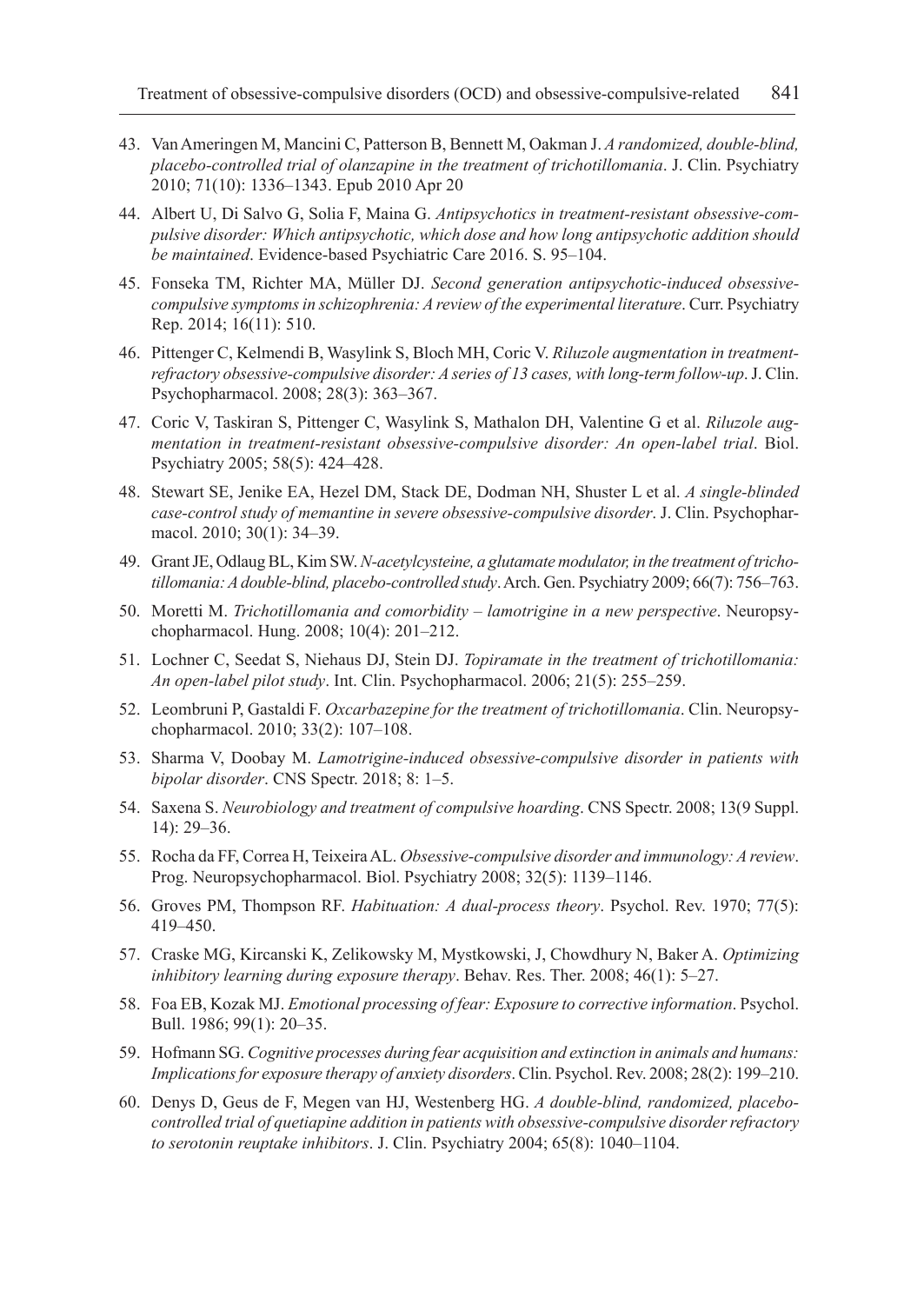43. Van Ameringen M, Mancini C, Patterson B, Bennett M, Oakman J. *A randomized, double-blind, placebo-controlled trial of olanzapine in the treatment of trichotillomania*. J. Clin. Psychiatry 2010; 71(10): 1336–1343. Epub 2010 Apr 20

44. Albert U, Di Salvo G, Solia F, Maina G. *Antipsychotics in treatment-resistant obsessive-compulsive disorder: Which antipsychotic, which dose and how long antipsychotic addition should be maintained*. Evidence-based Psychiatric Care 2016. S. 95–104.

45. Fonseka TM, Richter MA, Müller DJ. *Second generation antipsychotic-induced obsessive-compulsive symptoms in schizophrenia: A review of the experimental literature*. Curr. Psychiatry Rep. 2014; 16(11): 510.

46. Pittenger C, Kelmendi B, Wasylink S, Bloch MH, Coric V. *Riluzole augmentation in treatment-refractory obsessive-compulsive disorder: A series of 13 cases, with long-term follow-up*. J. Clin. Psychopharmacol. 2008; 28(3): 363–367.

47. Coric V, Taskiran S, Pittenger C, Wasylink S, Mathalon DH, Valentine G et al. *Riluzole augmentation in treatment-resistant obsessive-compulsive disorder: An open-label trial*. Biol. Psychiatry 2005; 58(5): 424–428.

48. Stewart SE, Jenike EA, Hezel DM, Stack DE, Dodman NH, Shuster L et al. *A single-blinded case-control study of memantine in severe obsessive-compulsive disorder*. J. Clin. Psychopharmacol. 2010; 30(1): 34–39.

49. Grant JE, Odlaug BL, Kim SW. *N-acetylcysteine, a glutamate modulator, in the treatment of trichotillomania: A double-blind, placebo-controlled study*. Arch. Gen. Psychiatry 2009; 66(7): 756–763.

50. Moretti M. *Trichotillomania and comorbidity – lamotrigine in a new perspective*. Neuropsychopharmacol. Hung. 2008; 10(4): 201–212.

51. Lochner C, Seedat S, Niehaus DJ, Stein DJ. *Topiramate in the treatment of trichotillomania: An open-label pilot study*. Int. Clin. Psychopharmacol. 2006; 21(5): 255–259.

52. Leombruni P, Gastaldi F. *Oxcarbazepine for the treatment of trichotillomania*. Clin. Neuropsychopharmacol. 2010; 33(2): 107–108.

53. Sharma V, Doobay M. *Lamotrigine-induced obsessive-compulsive disorder in patients with bipolar disorder*. CNS Spectr. 2018; 8: 1–5.

54. Saxena S. *Neurobiology and treatment of compulsive hoarding*. CNS Spectr. 2008; 13(9 Suppl. 14): 29–36.

55. Rocha da FF, Correa H, Teixeira AL. *Obsessive-compulsive disorder and immunology: A review*. Prog. Neuropsychopharmacol. Biol. Psychiatry 2008; 32(5): 1139–1146.

56. Groves PM, Thompson RF. *Habituation: A dual-process theory*. Psychol. Rev. 1970; 77(5): 419–450.

57. Craske MG, Kircanski K, Zelikowsky M, Mystkowski, J, Chowdhury N, Baker A. *Optimizing inhibitory learning during exposure therapy*. Behav. Res. Ther. 2008; 46(1): 5–27.

58. Foa EB, Kozak MJ. *Emotional processing of fear: Exposure to corrective information*. Psychol. Bull. 1986; 99(1): 20–35.

59. Hofmann SG. *Cognitive processes during fear acquisition and extinction in animals and humans: Implications for exposure therapy of anxiety disorders*. Clin. Psychol. Rev. 2008; 28(2): 199–210.

60. Denys D, Geus de F, Megen van HJ, Westenberg HG. *A double-blind, randomized, placebo-controlled trial of quetiapine addition in patients with obsessive-compulsive disorder refractory to serotonin reuptake inhibitors*. J. Clin. Psychiatry 2004; 65(8): 1040–1104.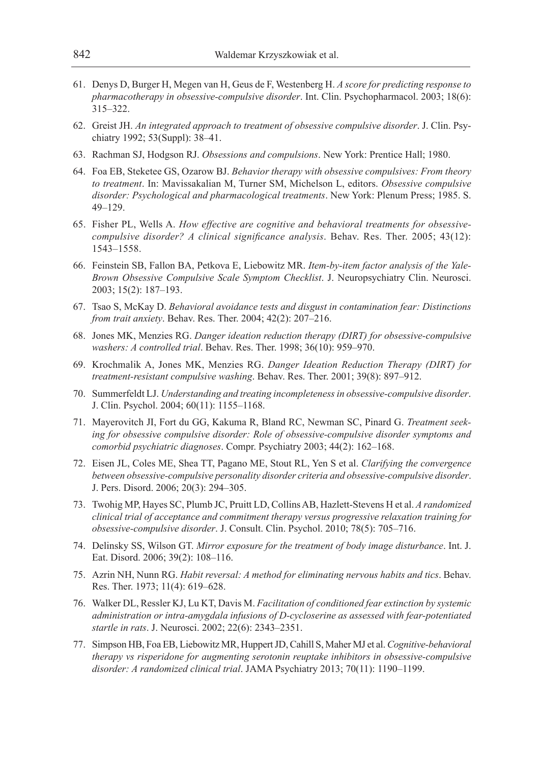61. Denys D, Burger H, Megen van H, Geus de F, Westenberg H. *A score for predicting response to pharmacotherapy in obsessive-compulsive disorder*. Int. Clin. Psychopharmacol. 2003; 18(6): 315–322.

62. Greist JH. *An integrated approach to treatment of obsessive compulsive disorder*. J. Clin. Psychiatry 1992; 53(Suppl): 38–41.

63. Rachman SJ, Hodgson RJ. *Obsessions and compulsions*. New York: Prentice Hall; 1980.

64. Foa EB, Steketee GS, Ozarow BJ. *Behavior therapy with obsessive compulsives: From theory to treatment*. In: Mavissakalian M, Turner SM, Michelson L, editors. *Obsessive compulsive disorder: Psychological and pharmacological treatments*. New York: Plenum Press; 1985. S. 49–129.

65. Fisher PL, Wells A. *How effective are cognitive and behavioral treatments for obsessive-compulsive disorder? A clinical significance analysis*. Behav. Res. Ther. 2005; 43(12): 1543–1558.

66. Feinstein SB, Fallon BA, Petkova E, Liebowitz MR. *Item-by-item factor analysis of the Yale-Brown Obsessive Compulsive Scale Symptom Checklist*. J. Neuropsychiatry Clin. Neurosci. 2003; 15(2): 187–193.

67. Tsao S, McKay D. *Behavioral avoidance tests and disgust in contamination fear: Distinctions from trait anxiety*. Behav. Res. Ther. 2004; 42(2): 207–216.

68. Jones MK, Menzies RG. *Danger ideation reduction therapy (DIRT) for obsessive-compulsive washers: A controlled trial*. Behav. Res. Ther. 1998; 36(10): 959–970.

69. Krochmalik A, Jones MK, Menzies RG. *Danger Ideation Reduction Therapy (DIRT) for treatment-resistant compulsive washing*. Behav. Res. Ther. 2001; 39(8): 897–912.

70. Summerfeldt LJ. *Understanding and treating incompleteness in obsessive-compulsive disorder*. J. Clin. Psychol. 2004; 60(11): 1155–1168.

71. Mayerovitch JI, Fort du GG, Kakuma R, Bland RC, Newman SC, Pinard G. *Treatment seeking for obsessive compulsive disorder: Role of obsessive-compulsive disorder symptoms and comorbid psychiatric diagnoses*. Compr. Psychiatry 2003; 44(2): 162–168.

72. Eisen JL, Coles ME, Shea TT, Pagano ME, Stout RL, Yen S et al. *Clarifying the convergence between obsessive-compulsive personality disorder criteria and obsessive-compulsive disorder*. J. Pers. Disord. 2006; 20(3): 294–305.

73. Twohig MP, Hayes SC, Plumb JC, Pruitt LD, Collins AB, Hazlett-Stevens H et al. *A randomized clinical trial of acceptance and commitment therapy versus progressive relaxation training for obsessive-compulsive disorder*. J. Consult. Clin. Psychol. 2010; 78(5): 705–716.

74. Delinsky SS, Wilson GT. *Mirror exposure for the treatment of body image disturbance*. Int. J. Eat. Disord. 2006; 39(2): 108–116.

75. Azrin NH, Nunn RG. *Habit reversal: A method for eliminating nervous habits and tics*. Behav. Res. Ther. 1973; 11(4): 619–628.

76. Walker DL, Ressler KJ, Lu KT, Davis M. *Facilitation of conditioned fear extinction by systemic administration or intra-amygdala infusions of D-cycloserine as assessed with fear-potentiated startle in rats*. J. Neurosci. 2002; 22(6): 2343–2351.

77. Simpson HB, Foa EB, Liebowitz MR, Huppert JD, Cahill S, Maher MJ et al. *Cognitive-behavioral therapy vs risperidone for augmenting serotonin reuptake inhibitors in obsessive-compulsive disorder: A randomized clinical trial*. JAMA Psychiatry 2013; 70(11): 1190–1199.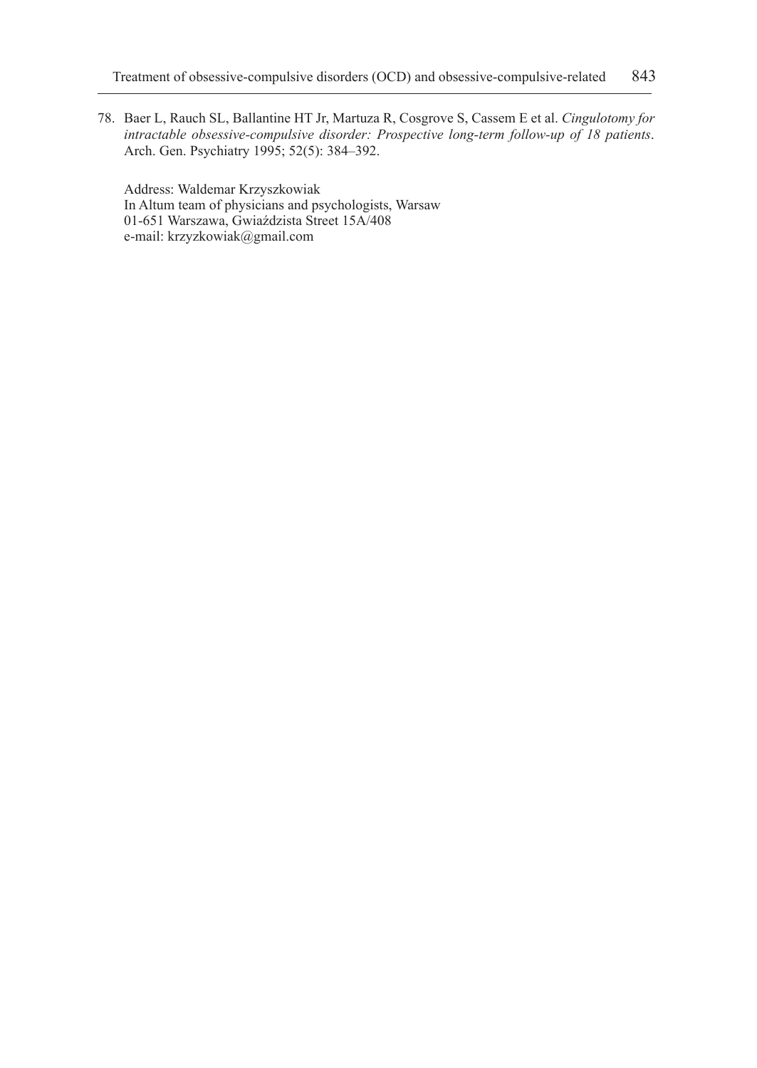78. Baer L, Rauch SL, Ballantine HT Jr, Martuza R, Cosgrove S, Cassem E et al. *Cingulotomy for intractable obsessive-compulsive disorder: Prospective long-term follow-up of 18 patients*. Arch. Gen. Psychiatry 1995; 52(5): 384–392.

Address: Waldemar Krzyszkowiak
In Altum team of physicians and psychologists, Warsaw
01-651 Warszawa, Gwiaździsta Street 15A/408
e-mail: krzyzkowiak@gmail.com